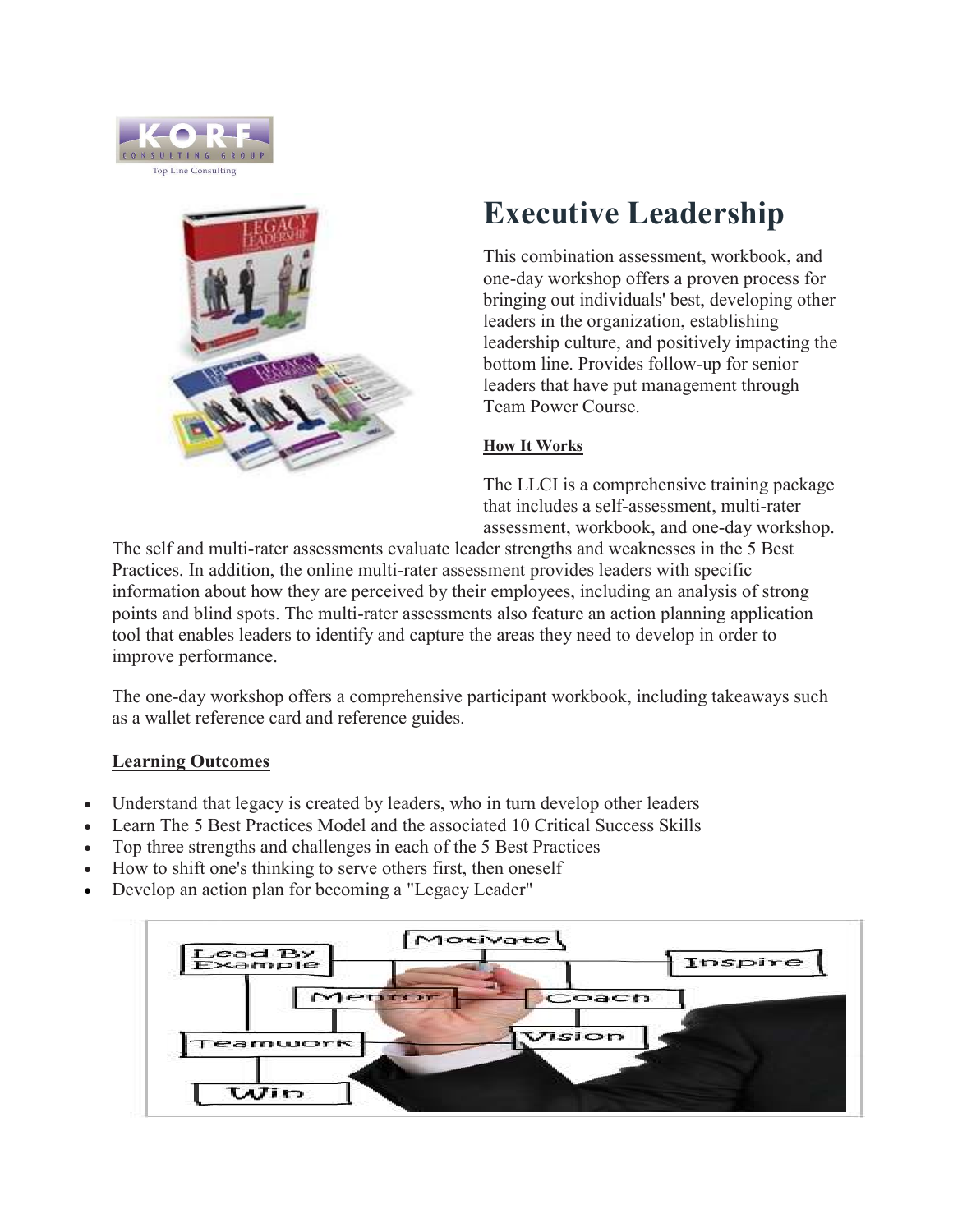# Executive Leadership

This combination assessment, workbook, and one-day workshop offers a proven process for bringing out individuals' best, developing other leaders in the organization, establishing leadership culture, and positively impacting the bottom line. Provides follow-up for senior leaders that have put management through Team Power Course.

**How It Works**

The LLCI is a comprehensive training package that includes a self-assessment, multi-rater assessment, workbook, and one-day workshop. The self and multi-rater assessments evaluate leader strengths and weaknesses in the 5 Best Practices. In addition, the online multi-rater assessment provides leaders with specific information about how they are perceived by their employees, including an analysis of strong points and blind spots. The multi-rater assessments also feature an action planning application tool that enables leaders to identify and capture the areas they need to develop in order to improve performance.

The one-day workshop offers a comprehensive participant workbook, including takeaways such as a wallet reference card and reference guides.

**Learning Outcomes**

- Understand that legacy is created by leaders, who in turn develop other leaders
- Learn The 5 Best Practices Model and the associated 10 Critical Success Skills
- Top three strengths and challenges in each of the 5 Best Practices
- How to shift one's thinking to serve others first, then oneself
- Develop an action plan for becoming a "Legacy Leader"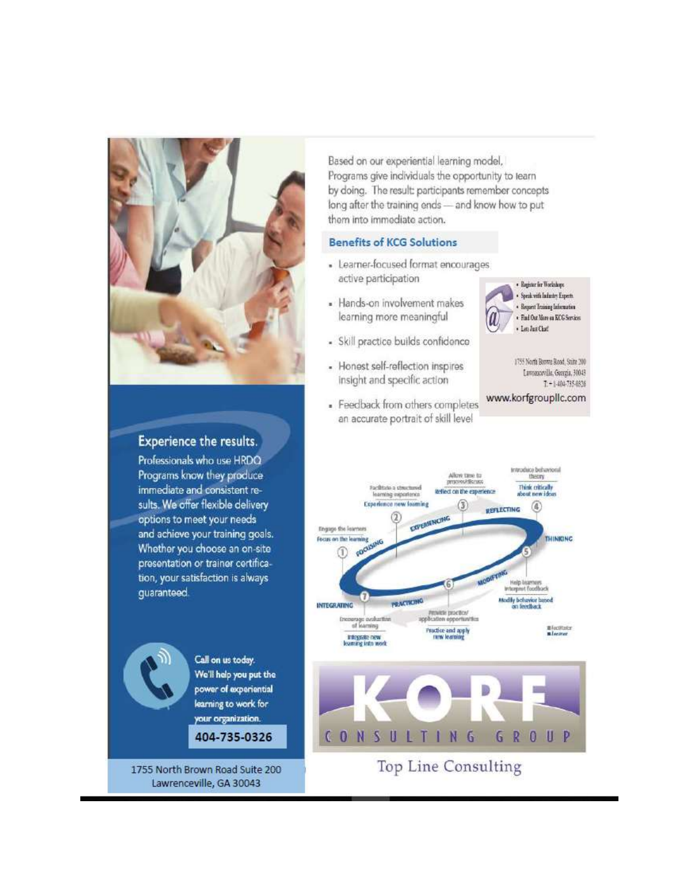## Experience the results.

Professionals who use HRDQ Programs know they produce immediate and consistent results. We offer flexible delivery options to meet your needs and achieve your training goals. Whether you choose an on-site presentation or trainer certification, your satisfaction is always guaranteed.

Call on us today. We'll help you put the power of experiential learning to work for your organization.

**404-735-0326**

1755 North Brown Road Suite 200
Lawrenceville, GA 30043

Based on our experiential learning model, Programs give individuals the opportunity to learn by doing. The result: participants remember concepts long after the training ends — and know how to put them into immediate action.

### Benefits of KCG Solutions

- Learner-focused format encourages active participation
- Hands-on involvement makes learning more meaningful
- Skill practice builds confidence
- Honest self-reflection inspires insight and specific action
- Feedback from others completes an accurate portrait of skill level

- Register for Workshops
- Speak with Industry Experts
- Request Training Information
- Find Out More on KCG Services
- Lets Just Chat!

1755 North Brown Road, Suite 200
Lawrenceville, Georgia, 30043
T: +1-404-735-0326

www.korfgroupllc.com

1 FOCUSING
Engage the learners
Focus on the learning

2 EXPERIENCING
Facilitate a structured learning experience
Experience new learning

3 REFLECTING
Allow time to process/discuss
Reflect on the experience

4 THINKING
Introduce behavioral theory
Think critically about new ideas

5 MODIFYING
Help learners interpret feedback
Modify behavior based on feedback

6 PRACTICING
Provide practice/application opportunities
Practice and apply new learning

7 INTEGRATING
Encourage evaluation of learning
Integrate new learning into work

Facilitator
Learner

KORF
CONSULTING GROUP

Top Line Consulting